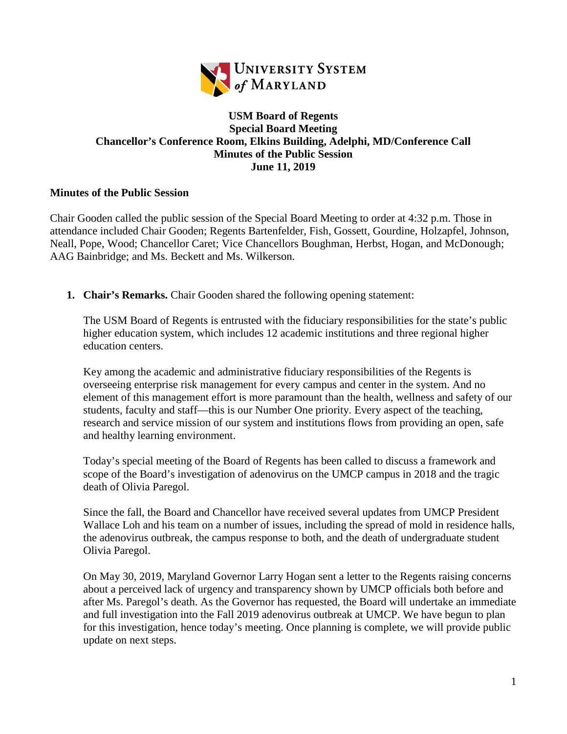**UNIVERSITY SYSTEM of MARYLAND**

**USM Board of Regents**
**Special Board Meeting**
**Chancellor's Conference Room, Elkins Building, Adelphi, MD/Conference Call**
**Minutes of the Public Session**
**June 11, 2019**

**Minutes of the Public Session**

Chair Gooden called the public session of the Special Board Meeting to order at 4:32 p.m. Those in attendance included Chair Gooden; Regents Bartenfelder, Fish, Gossett, Gourdine, Holzapfel, Johnson, Neall, Pope, Wood; Chancellor Caret; Vice Chancellors Boughman, Herbst, Hogan, and McDonough; AAG Bainbridge; and Ms. Beckett and Ms. Wilkerson.

1. **Chair's Remarks.** Chair Gooden shared the following opening statement:

   The USM Board of Regents is entrusted with the fiduciary responsibilities for the state's public higher education system, which includes 12 academic institutions and three regional higher education centers.

   Key among the academic and administrative fiduciary responsibilities of the Regents is overseeing enterprise risk management for every campus and center in the system. And no element of this management effort is more paramount than the health, wellness and safety of our students, faculty and staff—this is our Number One priority. Every aspect of the teaching, research and service mission of our system and institutions flows from providing an open, safe and healthy learning environment.

   Today's special meeting of the Board of Regents has been called to discuss a framework and scope of the Board's investigation of adenovirus on the UMCP campus in 2018 and the tragic death of Olivia Paregol.

   Since the fall, the Board and Chancellor have received several updates from UMCP President Wallace Loh and his team on a number of issues, including the spread of mold in residence halls, the adenovirus outbreak, the campus response to both, and the death of undergraduate student Olivia Paregol.

   On May 30, 2019, Maryland Governor Larry Hogan sent a letter to the Regents raising concerns about a perceived lack of urgency and transparency shown by UMCP officials both before and after Ms. Paregol's death. As the Governor has requested, the Board will undertake an immediate and full investigation into the Fall 2019 adenovirus outbreak at UMCP. We have begun to plan for this investigation, hence today's meeting. Once planning is complete, we will provide public update on next steps.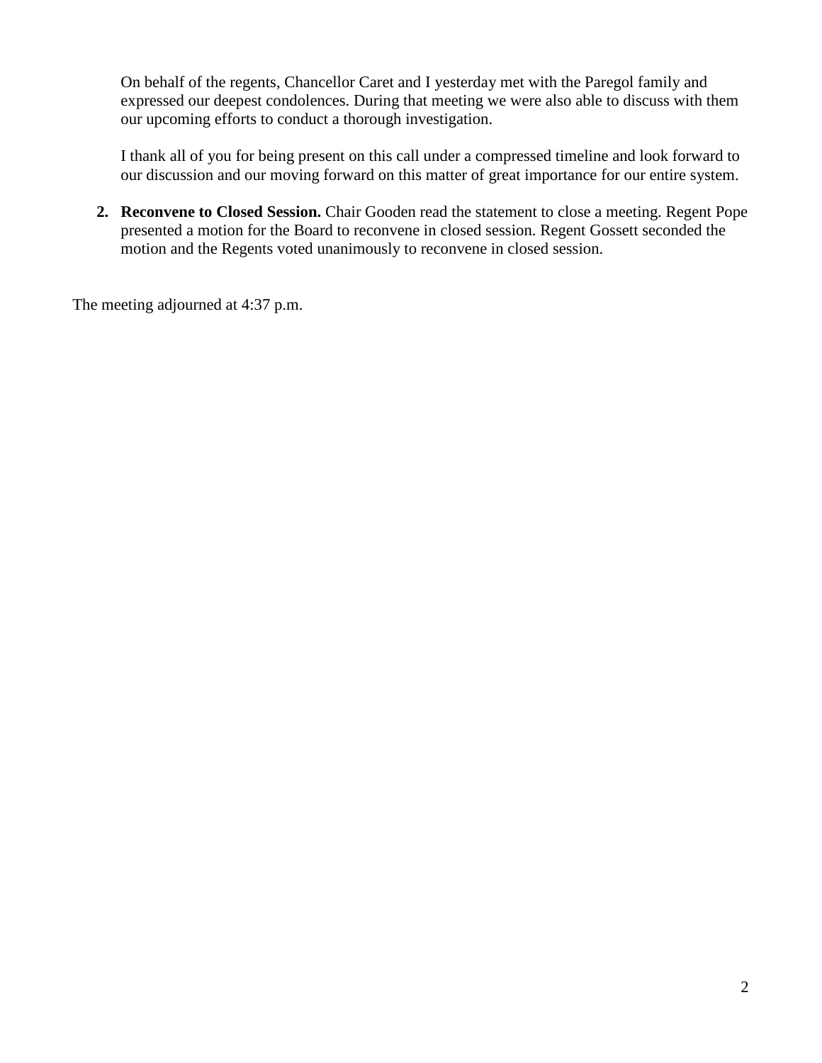On behalf of the regents, Chancellor Caret and I yesterday met with the Paregol family and expressed our deepest condolences. During that meeting we were also able to discuss with them our upcoming efforts to conduct a thorough investigation.

I thank all of you for being present on this call under a compressed timeline and look forward to our discussion and our moving forward on this matter of great importance for our entire system.

2. **Reconvene to Closed Session.** Chair Gooden read the statement to close a meeting. Regent Pope presented a motion for the Board to reconvene in closed session. Regent Gossett seconded the motion and the Regents voted unanimously to reconvene in closed session.

The meeting adjourned at 4:37 p.m.